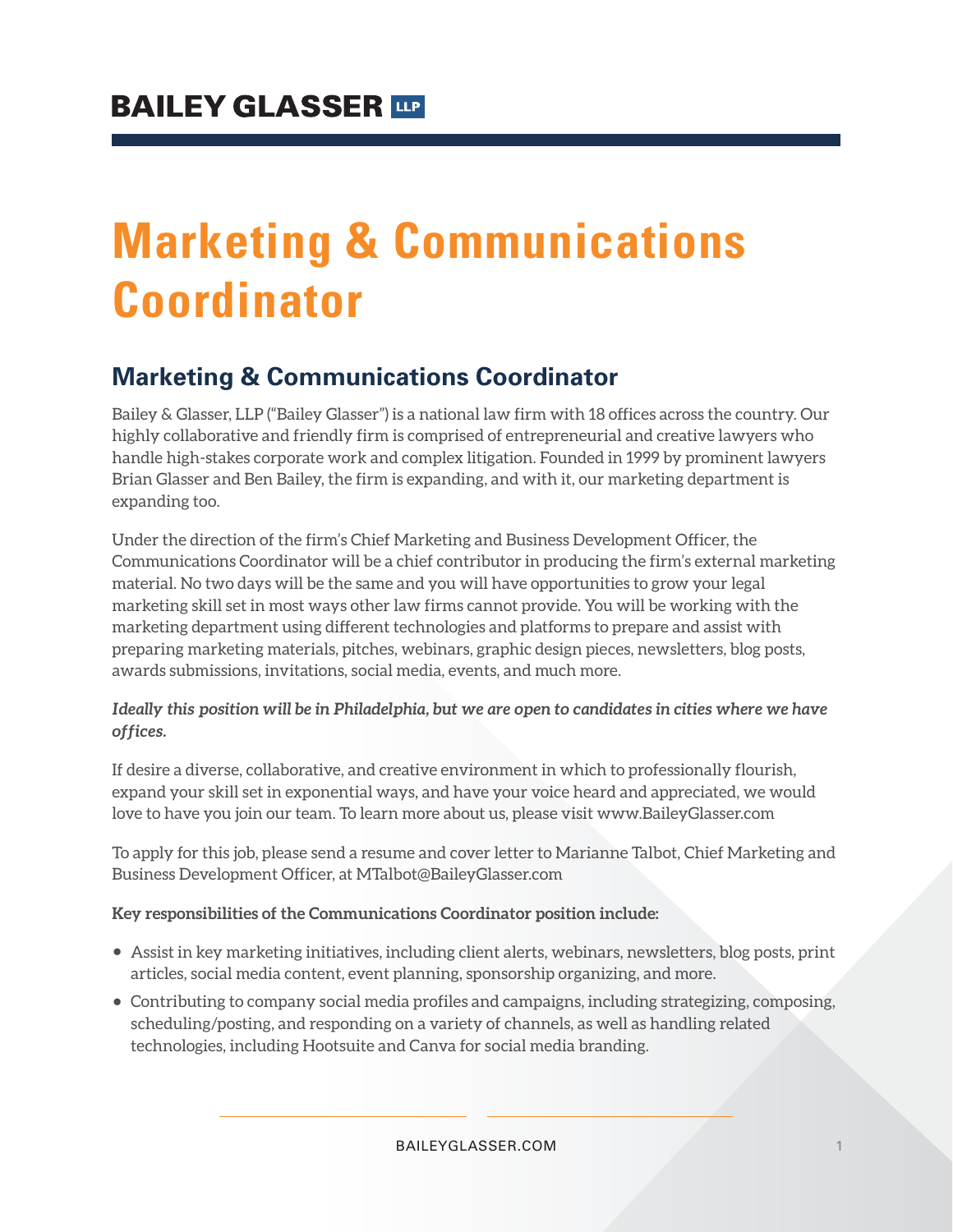BAILEY GLASSER LLP

# Marketing & Communications Coordinator

## Marketing & Communications Coordinator

Bailey & Glasser, LLP ("Bailey Glasser") is a national law firm with 18 offices across the country. Our highly collaborative and friendly firm is comprised of entrepreneurial and creative lawyers who handle high-stakes corporate work and complex litigation. Founded in 1999 by prominent lawyers Brian Glasser and Ben Bailey, the firm is expanding, and with it, our marketing department is expanding too.

Under the direction of the firm's Chief Marketing and Business Development Officer, the Communications Coordinator will be a chief contributor in producing the firm's external marketing material. No two days will be the same and you will have opportunities to grow your legal marketing skill set in most ways other law firms cannot provide. You will be working with the marketing department using different technologies and platforms to prepare and assist with preparing marketing materials, pitches, webinars, graphic design pieces, newsletters, blog posts, awards submissions, invitations, social media, events, and much more.

***Ideally this position will be in Philadelphia, but we are open to candidates in cities where we have offices.***

If desire a diverse, collaborative, and creative environment in which to professionally flourish, expand your skill set in exponential ways, and have your voice heard and appreciated, we would love to have you join our team. To learn more about us, please visit www.BaileyGlasser.com

To apply for this job, please send a resume and cover letter to Marianne Talbot, Chief Marketing and Business Development Officer, at MTalbot@BaileyGlasser.com

**Key responsibilities of the Communications Coordinator position include:**

- Assist in key marketing initiatives, including client alerts, webinars, newsletters, blog posts, print articles, social media content, event planning, sponsorship organizing, and more.
- Contributing to company social media profiles and campaigns, including strategizing, composing, scheduling/posting, and responding on a variety of channels, as well as handling related technologies, including Hootsuite and Canva for social media branding.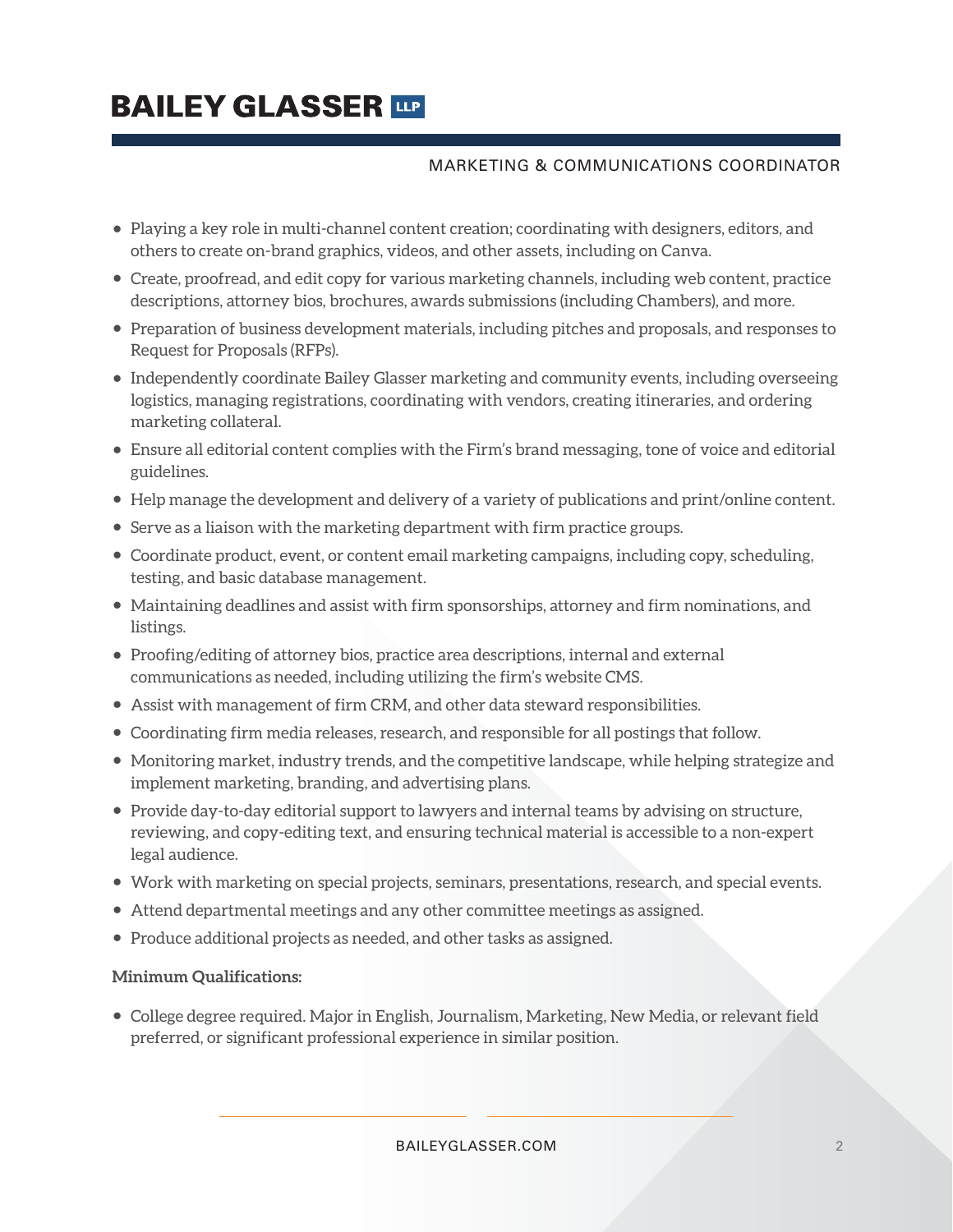- Playing a key role in multi-channel content creation; coordinating with designers, editors, and others to create on-brand graphics, videos, and other assets, including on Canva.
- Create, proofread, and edit copy for various marketing channels, including web content, practice descriptions, attorney bios, brochures, awards submissions (including Chambers), and more.
- Preparation of business development materials, including pitches and proposals, and responses to Request for Proposals (RFPs).
- Independently coordinate Bailey Glasser marketing and community events, including overseeing logistics, managing registrations, coordinating with vendors, creating itineraries, and ordering marketing collateral.
- Ensure all editorial content complies with the Firm's brand messaging, tone of voice and editorial guidelines.
- Help manage the development and delivery of a variety of publications and print/online content.
- Serve as a liaison with the marketing department with firm practice groups.
- Coordinate product, event, or content email marketing campaigns, including copy, scheduling, testing, and basic database management.
- Maintaining deadlines and assist with firm sponsorships, attorney and firm nominations, and listings.
- Proofing/editing of attorney bios, practice area descriptions, internal and external communications as needed, including utilizing the firm's website CMS.
- Assist with management of firm CRM, and other data steward responsibilities.
- Coordinating firm media releases, research, and responsible for all postings that follow.
- Monitoring market, industry trends, and the competitive landscape, while helping strategize and implement marketing, branding, and advertising plans.
- Provide day-to-day editorial support to lawyers and internal teams by advising on structure, reviewing, and copy-editing text, and ensuring technical material is accessible to a non-expert legal audience.
- Work with marketing on special projects, seminars, presentations, research, and special events.
- Attend departmental meetings and any other committee meetings as assigned.
- Produce additional projects as needed, and other tasks as assigned.

**Minimum Qualifications:**

- College degree required. Major in English, Journalism, Marketing, New Media, or relevant field preferred, or significant professional experience in similar position.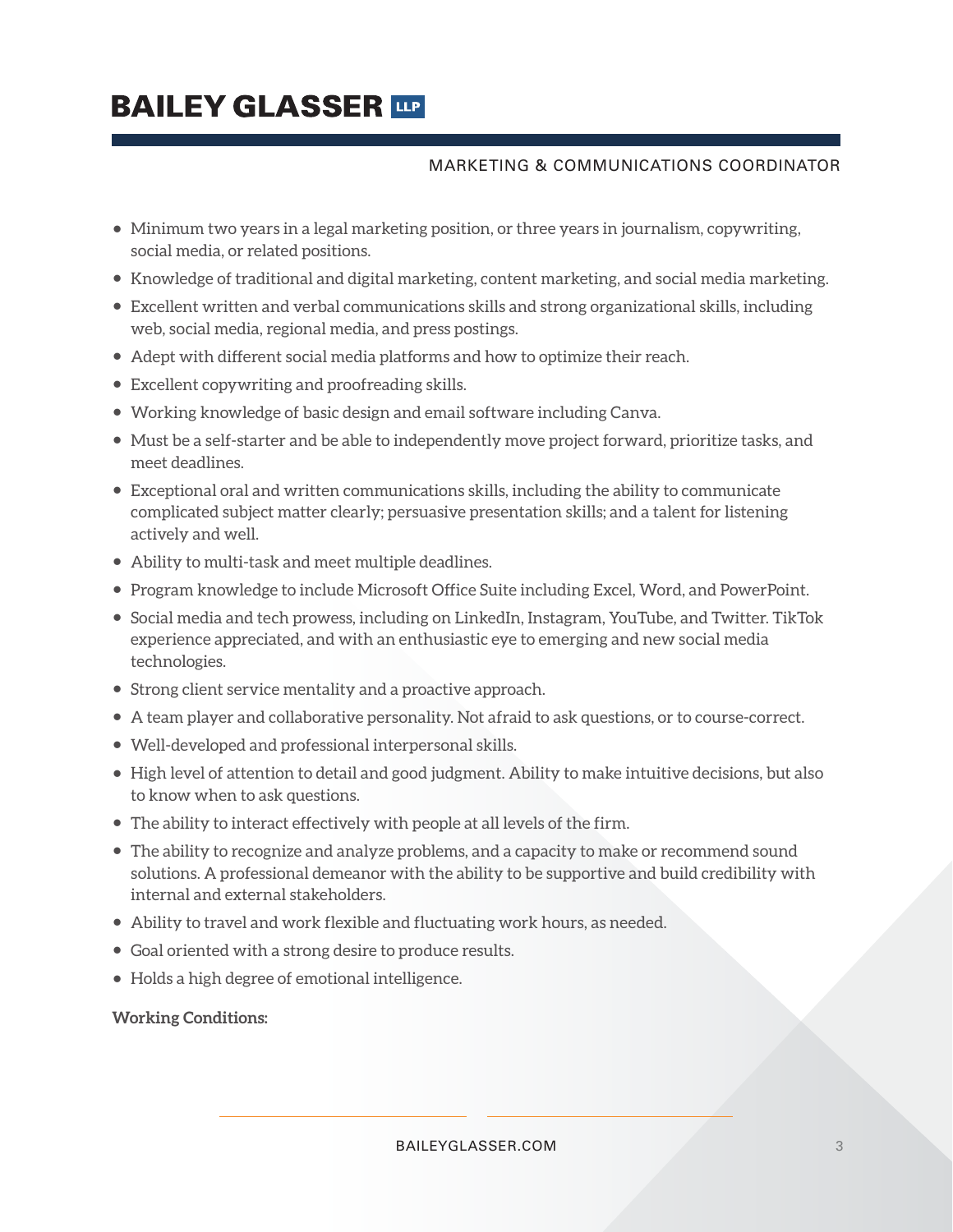- Minimum two years in a legal marketing position, or three years in journalism, copywriting, social media, or related positions.
- Knowledge of traditional and digital marketing, content marketing, and social media marketing.
- Excellent written and verbal communications skills and strong organizational skills, including web, social media, regional media, and press postings.
- Adept with different social media platforms and how to optimize their reach.
- Excellent copywriting and proofreading skills.
- Working knowledge of basic design and email software including Canva.
- Must be a self-starter and be able to independently move project forward, prioritize tasks, and meet deadlines.
- Exceptional oral and written communications skills, including the ability to communicate complicated subject matter clearly; persuasive presentation skills; and a talent for listening actively and well.
- Ability to multi-task and meet multiple deadlines.
- Program knowledge to include Microsoft Office Suite including Excel, Word, and PowerPoint.
- Social media and tech prowess, including on LinkedIn, Instagram, YouTube, and Twitter. TikTok experience appreciated, and with an enthusiastic eye to emerging and new social media technologies.
- Strong client service mentality and a proactive approach.
- A team player and collaborative personality. Not afraid to ask questions, or to course-correct.
- Well-developed and professional interpersonal skills.
- High level of attention to detail and good judgment. Ability to make intuitive decisions, but also to know when to ask questions.
- The ability to interact effectively with people at all levels of the firm.
- The ability to recognize and analyze problems, and a capacity to make or recommend sound solutions. A professional demeanor with the ability to be supportive and build credibility with internal and external stakeholders.
- Ability to travel and work flexible and fluctuating work hours, as needed.
- Goal oriented with a strong desire to produce results.
- Holds a high degree of emotional intelligence.

**Working Conditions:**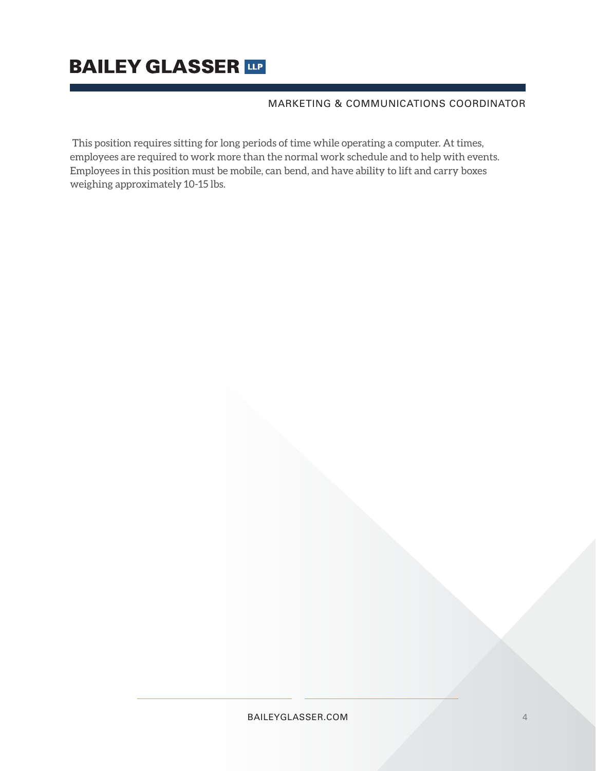This position requires sitting for long periods of time while operating a computer. At times, employees are required to work more than the normal work schedule and to help with events. Employees in this position must be mobile, can bend, and have ability to lift and carry boxes weighing approximately 10-15 lbs.